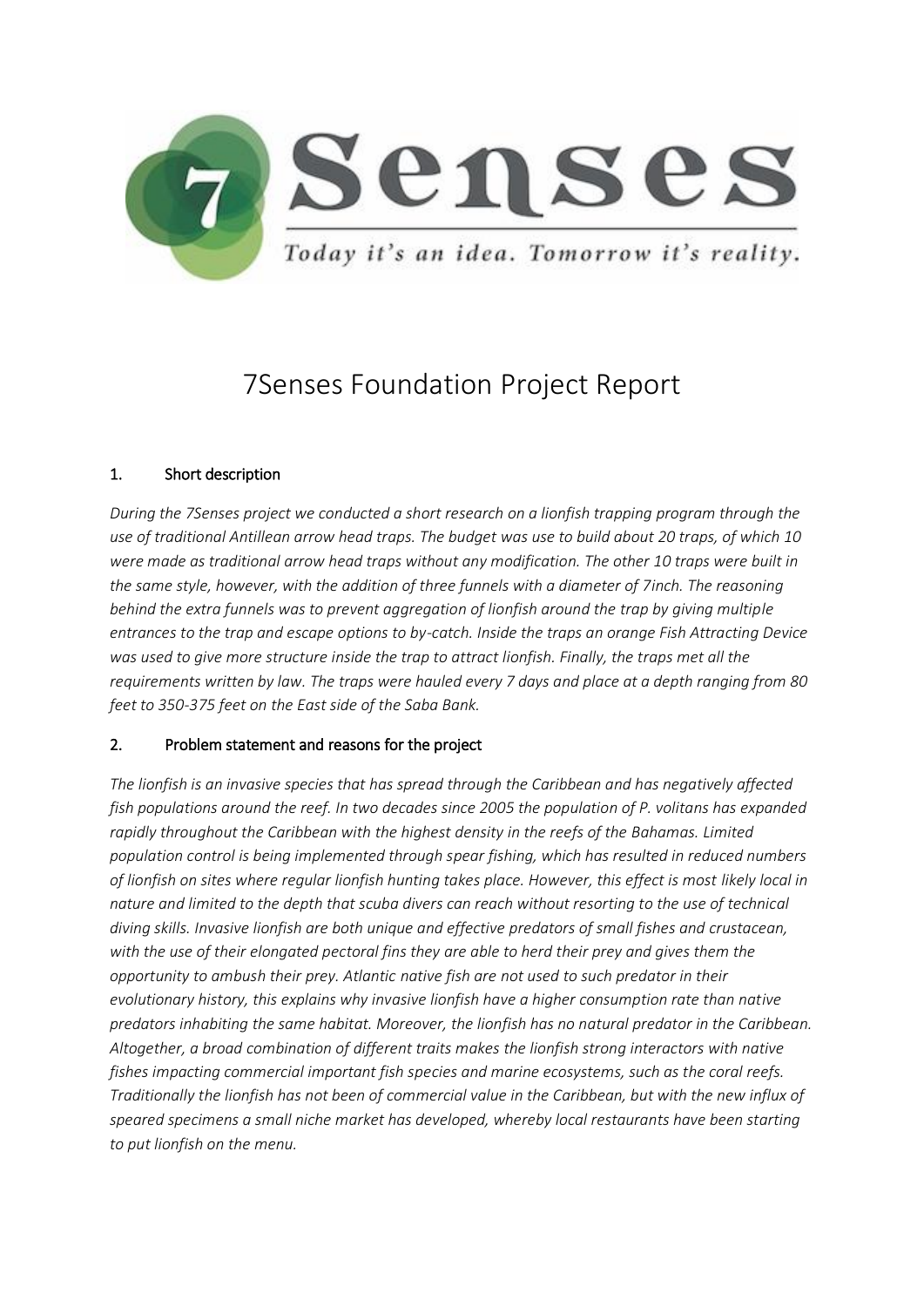# 7Senses Foundation Project Report

## 1. Short description

*During the 7Senses project we conducted a short research on a lionfish trapping program through the use of traditional Antillean arrow head traps. The budget was use to build about 20 traps, of which 10 were made as traditional arrow head traps without any modification. The other 10 traps were built in the same style, however, with the addition of three funnels with a diameter of 7inch. The reasoning behind the extra funnels was to prevent aggregation of lionfish around the trap by giving multiple entrances to the trap and escape options to by-catch. Inside the traps an orange Fish Attracting Device was used to give more structure inside the trap to attract lionfish. Finally, the traps met all the requirements written by law. The traps were hauled every 7 days and place at a depth ranging from 80 feet to 350-375 feet on the East side of the Saba Bank.*

## 2. Problem statement and reasons for the project

*The lionfish is an invasive species that has spread through the Caribbean and has negatively affected fish populations around the reef. In two decades since 2005 the population of P. volitans has expanded rapidly throughout the Caribbean with the highest density in the reefs of the Bahamas. Limited population control is being implemented through spear fishing, which has resulted in reduced numbers of lionfish on sites where regular lionfish hunting takes place. However, this effect is most likely local in nature and limited to the depth that scuba divers can reach without resorting to the use of technical diving skills. Invasive lionfish are both unique and effective predators of small fishes and crustacean, with the use of their elongated pectoral fins they are able to herd their prey and gives them the opportunity to ambush their prey. Atlantic native fish are not used to such predator in their evolutionary history, this explains why invasive lionfish have a higher consumption rate than native predators inhabiting the same habitat. Moreover, the lionfish has no natural predator in the Caribbean. Altogether, a broad combination of different traits makes the lionfish strong interactors with native fishes impacting commercial important fish species and marine ecosystems, such as the coral reefs. Traditionally the lionfish has not been of commercial value in the Caribbean, but with the new influx of speared specimens a small niche market has developed, whereby local restaurants have been starting to put lionfish on the menu.*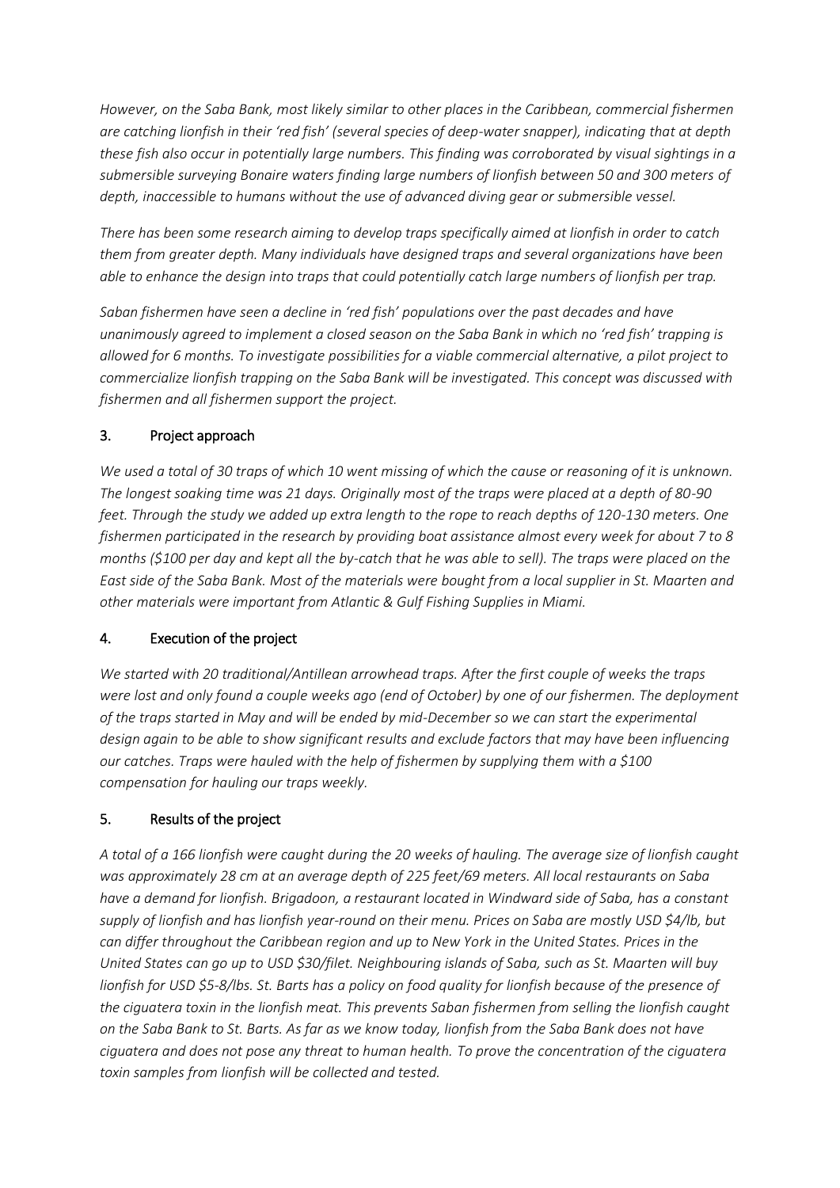*However, on the Saba Bank, most likely similar to other places in the Caribbean, commercial fishermen are catching lionfish in their 'red fish' (several species of deep-water snapper), indicating that at depth these fish also occur in potentially large numbers. This finding was corroborated by visual sightings in a submersible surveying Bonaire waters finding large numbers of lionfish between 50 and 300 meters of depth, inaccessible to humans without the use of advanced diving gear or submersible vessel.*

*There has been some research aiming to develop traps specifically aimed at lionfish in order to catch them from greater depth. Many individuals have designed traps and several organizations have been able to enhance the design into traps that could potentially catch large numbers of lionfish per trap.*

*Saban fishermen have seen a decline in 'red fish' populations over the past decades and have unanimously agreed to implement a closed season on the Saba Bank in which no 'red fish' trapping is allowed for 6 months. To investigate possibilities for a viable commercial alternative, a pilot project to commercialize lionfish trapping on the Saba Bank will be investigated. This concept was discussed with fishermen and all fishermen support the project.*

## 3. Project approach

*We used a total of 30 traps of which 10 went missing of which the cause or reasoning of it is unknown. The longest soaking time was 21 days. Originally most of the traps were placed at a depth of 80-90 feet. Through the study we added up extra length to the rope to reach depths of 120-130 meters. One fishermen participated in the research by providing boat assistance almost every week for about 7 to 8 months ($100 per day and kept all the by-catch that he was able to sell). The traps were placed on the East side of the Saba Bank. Most of the materials were bought from a local supplier in St. Maarten and other materials were important from Atlantic & Gulf Fishing Supplies in Miami.*

## 4. Execution of the project

*We started with 20 traditional/Antillean arrowhead traps. After the first couple of weeks the traps were lost and only found a couple weeks ago (end of October) by one of our fishermen. The deployment of the traps started in May and will be ended by mid-December so we can start the experimental design again to be able to show significant results and exclude factors that may have been influencing our catches. Traps were hauled with the help of fishermen by supplying them with a $100 compensation for hauling our traps weekly.*

## 5. Results of the project

*A total of a 166 lionfish were caught during the 20 weeks of hauling. The average size of lionfish caught was approximately 28 cm at an average depth of 225 feet/69 meters. All local restaurants on Saba have a demand for lionfish. Brigadoon, a restaurant located in Windward side of Saba, has a constant supply of lionfish and has lionfish year-round on their menu. Prices on Saba are mostly USD $4/lb, but can differ throughout the Caribbean region and up to New York in the United States. Prices in the United States can go up to USD $30/filet. Neighbouring islands of Saba, such as St. Maarten will buy lionfish for USD $5-8/lbs. St. Barts has a policy on food quality for lionfish because of the presence of the ciguatera toxin in the lionfish meat. This prevents Saban fishermen from selling the lionfish caught on the Saba Bank to St. Barts. As far as we know today, lionfish from the Saba Bank does not have ciguatera and does not pose any threat to human health. To prove the concentration of the ciguatera toxin samples from lionfish will be collected and tested.*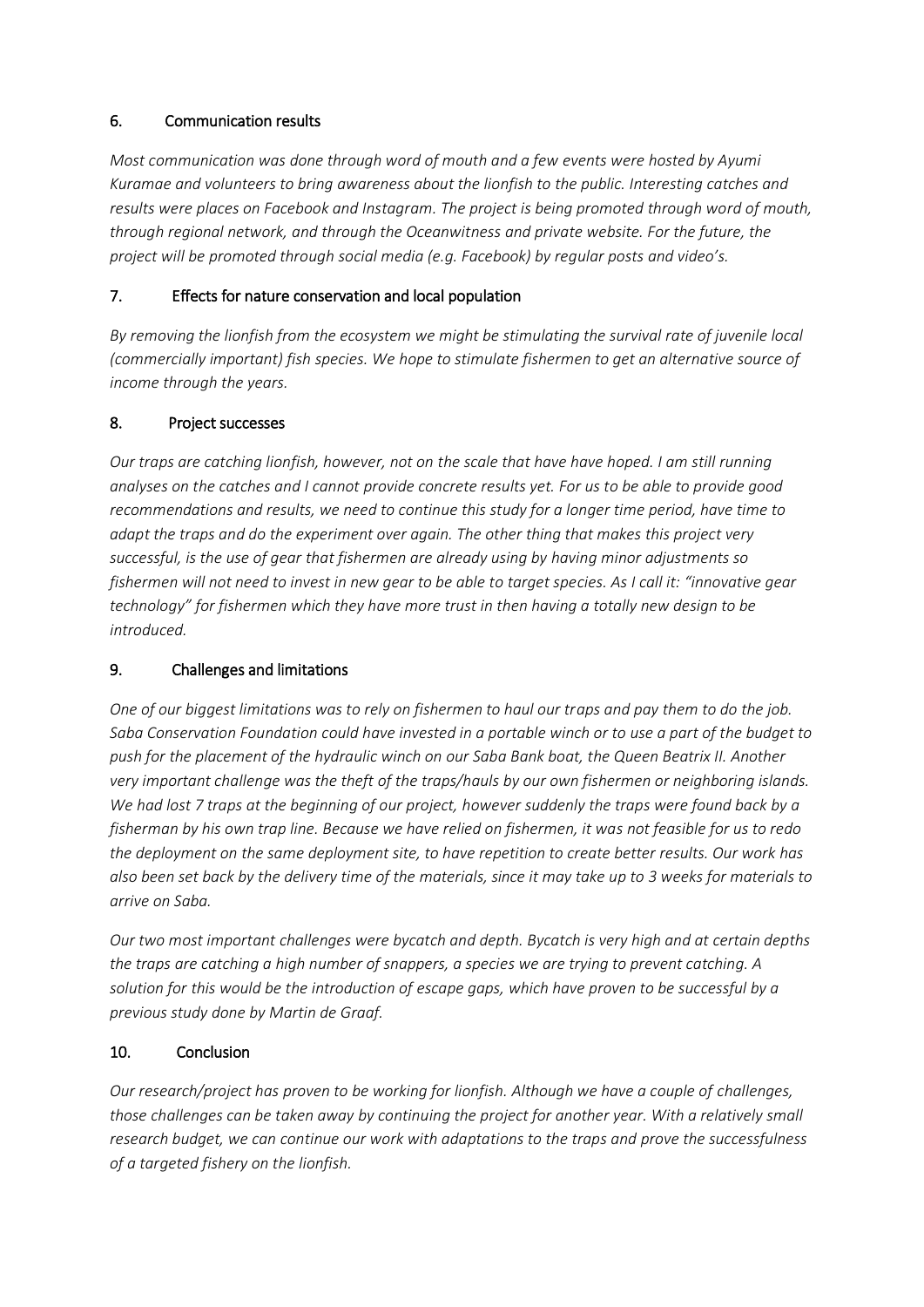## 6. Communication results

*Most communication was done through word of mouth and a few events were hosted by Ayumi Kuramae and volunteers to bring awareness about the lionfish to the public. Interesting catches and results were places on Facebook and Instagram. The project is being promoted through word of mouth, through regional network, and through the Oceanwitness and private website. For the future, the project will be promoted through social media (e.g. Facebook) by regular posts and video's.*

## 7. Effects for nature conservation and local population

*By removing the lionfish from the ecosystem we might be stimulating the survival rate of juvenile local (commercially important) fish species. We hope to stimulate fishermen to get an alternative source of income through the years.*

## 8. Project successes

*Our traps are catching lionfish, however, not on the scale that have have hoped. I am still running analyses on the catches and I cannot provide concrete results yet. For us to be able to provide good recommendations and results, we need to continue this study for a longer time period, have time to adapt the traps and do the experiment over again. The other thing that makes this project very successful, is the use of gear that fishermen are already using by having minor adjustments so fishermen will not need to invest in new gear to be able to target species. As I call it: "innovative gear technology" for fishermen which they have more trust in then having a totally new design to be introduced.*

## 9. Challenges and limitations

*One of our biggest limitations was to rely on fishermen to haul our traps and pay them to do the job. Saba Conservation Foundation could have invested in a portable winch or to use a part of the budget to push for the placement of the hydraulic winch on our Saba Bank boat, the Queen Beatrix II. Another very important challenge was the theft of the traps/hauls by our own fishermen or neighboring islands. We had lost 7 traps at the beginning of our project, however suddenly the traps were found back by a fisherman by his own trap line. Because we have relied on fishermen, it was not feasible for us to redo the deployment on the same deployment site, to have repetition to create better results. Our work has also been set back by the delivery time of the materials, since it may take up to 3 weeks for materials to arrive on Saba.*

*Our two most important challenges were bycatch and depth. Bycatch is very high and at certain depths the traps are catching a high number of snappers, a species we are trying to prevent catching. A solution for this would be the introduction of escape gaps, which have proven to be successful by a previous study done by Martin de Graaf.*

## 10. Conclusion

*Our research/project has proven to be working for lionfish. Although we have a couple of challenges, those challenges can be taken away by continuing the project for another year. With a relatively small research budget, we can continue our work with adaptations to the traps and prove the successfulness of a targeted fishery on the lionfish.*